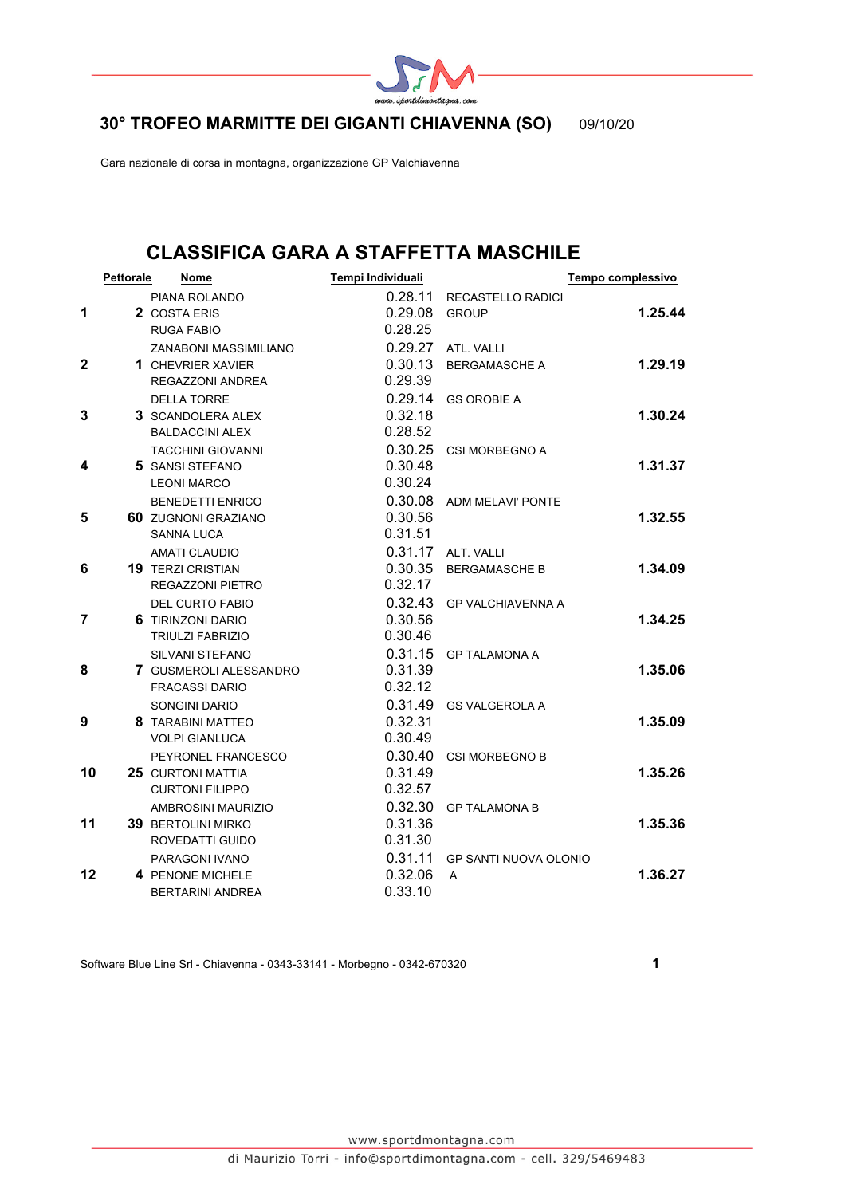## 30° TROFEO MARMITTE DEI GIGANTI CHIAVENNA (SO) 09/10/20

Gara nazionale di corsa in montagna, organizzazione GP Valchiavenna

# CLASSIFICA GARA A STAFFETTA MASCHILE

| | Pettorale | Nome | Tempi Individuali | | Tempo complessivo |
|---|---|---|---|---|---|
| | | PIANA ROLANDO | 0.28.11 | RECASTELLO RADICI | |
| **1** | **2** | COSTA ERIS | 0.29.08 | GROUP | **1.25.44** |
| | | RUGA FABIO | 0.28.25 | | |
| | | ZANABONI MASSIMILIANO | 0.29.27 | ATL. VALLI | |
| **2** | **1** | CHEVRIER XAVIER | 0.30.13 | BERGAMASCHE A | **1.29.19** |
| | | REGAZZONI ANDREA | 0.29.39 | | |
| | | DELLA TORRE | 0.29.14 | GS OROBIE A | |
| **3** | **3** | SCANDOLERA ALEX | 0.32.18 | | **1.30.24** |
| | | BALDACCINI ALEX | 0.28.52 | | |
| | | TACCHINI GIOVANNI | 0.30.25 | CSI MORBEGNO A | |
| **4** | **5** | SANSI STEFANO | 0.30.48 | | **1.31.37** |
| | | LEONI MARCO | 0.30.24 | | |
| | | BENEDETTI ENRICO | 0.30.08 | ADM MELAVI' PONTE | |
| **5** | **60** | ZUGNONI GRAZIANO | 0.30.56 | | **1.32.55** |
| | | SANNA LUCA | 0.31.51 | | |
| | | AMATI CLAUDIO | 0.31.17 | ALT. VALLI | |
| **6** | **19** | TERZI CRISTIAN | 0.30.35 | BERGAMASCHE B | **1.34.09** |
| | | REGAZZONI PIETRO | 0.32.17 | | |
| | | DEL CURTO FABIO | 0.32.43 | GP VALCHIAVENNA A | |
| **7** | **6** | TIRINZONI DARIO | 0.30.56 | | **1.34.25** |
| | | TRIULZI FABRIZIO | 0.30.46 | | |
| | | SILVANI STEFANO | 0.31.15 | GP TALAMONA A | |
| **8** | **7** | GUSMEROLI ALESSANDRO | 0.31.39 | | **1.35.06** |
| | | FRACASSI DARIO | 0.32.12 | | |
| | | SONGINI DARIO | 0.31.49 | GS VALGEROLA A | |
| **9** | **8** | TARABINI MATTEO | 0.32.31 | | **1.35.09** |
| | | VOLPI GIANLUCA | 0.30.49 | | |
| | | PEYRONEL FRANCESCO | 0.30.40 | CSI MORBEGNO B | |
| **10** | **25** | CURTONI MATTIA | 0.31.49 | | **1.35.26** |
| | | CURTONI FILIPPO | 0.32.57 | | |
| | | AMBROSINI MAURIZIO | 0.32.30 | GP TALAMONA B | |
| **11** | **39** | BERTOLINI MIRKO | 0.31.36 | | **1.35.36** |
| | | ROVEDATTI GUIDO | 0.31.30 | | |
| | | PARAGONI IVANO | 0.31.11 | GP SANTI NUOVA OLONIO | |
| **12** | **4** | PENONE MICHELE | 0.32.06 | A | **1.36.27** |
| | | BERTARINI ANDREA | 0.33.10 | | |

Software Blue Line Srl - Chiavenna - 0343-33141 - Morbegno - 0342-670320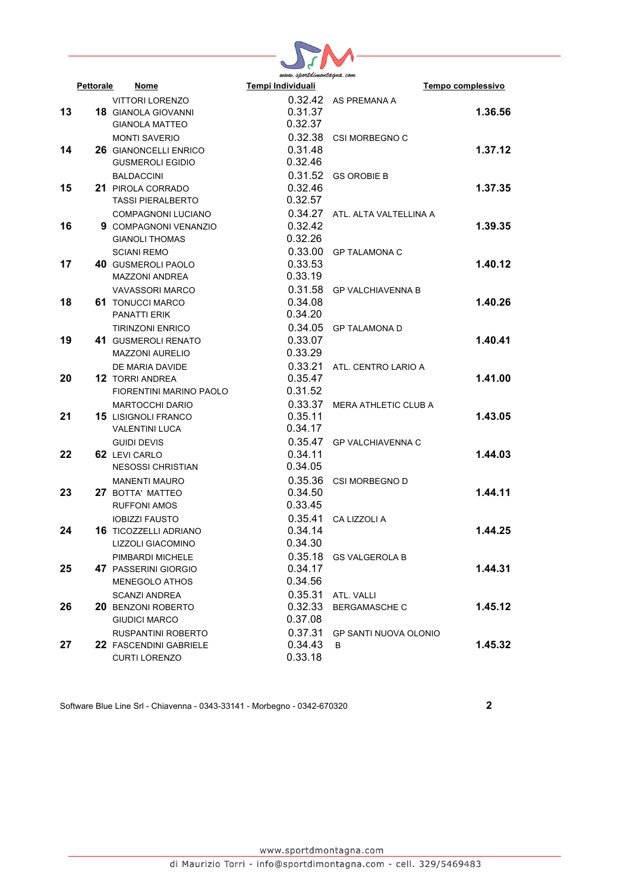| Pos. | Pettorale | Nome | Tempi Individuali | Squadra | Tempo complessivo |
|---|---|---|---|---|---|
| 13 | 18 | VITTORI LORENZO<br>GIANOLA GIOVANNI<br>GIANOLA MATTEO | 0.32.42<br>0.31.37<br>0.32.37 | AS PREMANA A | 1.36.56 |
| 14 | 26 | MONTI SAVERIO<br>GIANONCELLI ENRICO<br>GUSMEROLI EGIDIO | 0.32.38<br>0.31.48<br>0.32.46 | CSI MORBEGNO C | 1.37.12 |
| 15 | 21 | BALDACCINI<br>PIROLA CORRADO<br>TASSI PIERALBERTO | 0.31.52<br>0.32.46<br>0.32.57 | GS OROBIE B | 1.37.35 |
| 16 | 9 | COMPAGNONI LUCIANO<br>COMPAGNONI VENANZIO<br>GIANOLI THOMAS | 0.34.27<br>0.32.42<br>0.32.26 | ATL. ALTA VALTELLINA A | 1.39.35 |
| 17 | 40 | SCIANI REMO<br>GUSMEROLI PAOLO<br>MAZZONI ANDREA | 0.33.00<br>0.33.53<br>0.33.19 | GP TALAMONA C | 1.40.12 |
| 18 | 61 | VAVASSORI MARCO<br>TONUCCI MARCO<br>PANATTI ERIK | 0.31.58<br>0.34.08<br>0.34.20 | GP VALCHIAVENNA B | 1.40.26 |
| 19 | 41 | TIRINZONI ENRICO<br>GUSMEROLI RENATO<br>MAZZONI AURELIO | 0.34.05<br>0.33.07<br>0.33.29 | GP TALAMONA D | 1.40.41 |
| 20 | 12 | DE MARIA DAVIDE<br>TORRI ANDREA<br>FIORENTINI MARINO PAOLO | 0.33.21<br>0.35.47<br>0.31.52 | ATL. CENTRO LARIO A | 1.41.00 |
| 21 | 15 | MARTOCCHI DARIO<br>LISIGNOLI FRANCO<br>VALENTINI LUCA | 0.33.37<br>0.35.11<br>0.34.17 | MERA ATHLETIC CLUB A | 1.43.05 |
| 22 | 62 | GUIDI DEVIS<br>LEVI CARLO<br>NESOSSI CHRISTIAN | 0.35.47<br>0.34.11<br>0.34.05 | GP VALCHIAVENNA C | 1.44.03 |
| 23 | 27 | MANENTI MAURO<br>BOTTA' MATTEO<br>RUFFONI AMOS | 0.35.36<br>0.34.50<br>0.33.45 | CSI MORBEGNO D | 1.44.11 |
| 24 | 16 | IOBIZZI FAUSTO<br>TICOZZELLI ADRIANO<br>LIZZOLI GIACOMINO | 0.35.41<br>0.34.14<br>0.34.30 | CA LIZZOLI A | 1.44.25 |
| 25 | 47 | PIMBARDI MICHELE<br>PASSERINI GIORGIO<br>MENEGOLO ATHOS | 0.35.18<br>0.34.17<br>0.34.56 | GS VALGEROLA B | 1.44.31 |
| 26 | 20 | SCANZI ANDREA<br>BENZONI ROBERTO<br>GIUDICI MARCO | 0.35.31<br>0.32.33<br>0.37.08 | ATL. VALLI BERGAMASCHE C | 1.45.12 |
| 27 | 22 | RUSPANTINI ROBERTO<br>FASCENDINI GABRIELE<br>CURTI LORENZO | 0.37.31<br>0.34.43<br>0.33.18 | GP SANTI NUOVA OLONIO B | 1.45.32 |

Software Blue Line Srl - Chiavenna - 0343-33141 - Morbegno - 0342-670320

www.sportdmontagna.com
di Maurizio Torri - info@sportdimontagna.com - cell. 329/5469483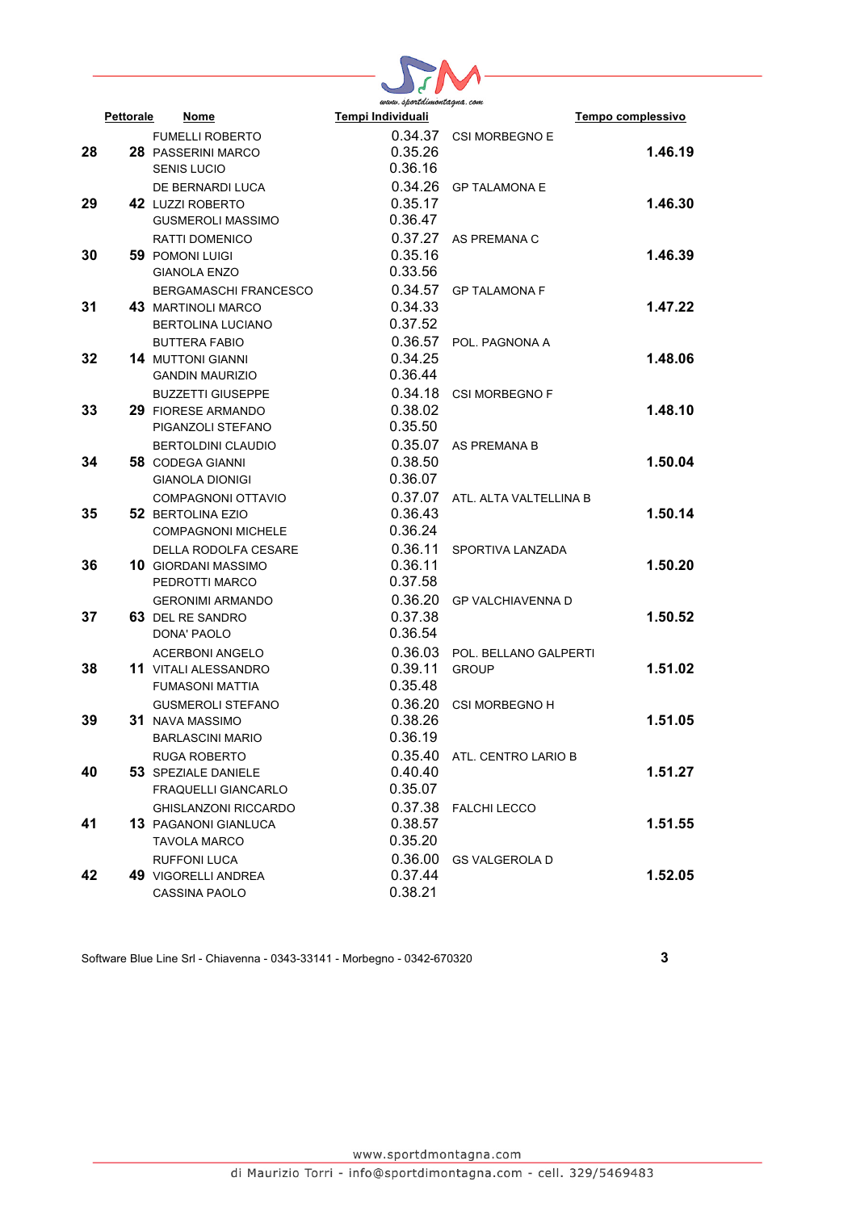| Pettorale | | Nome | Tempi Individuali | | Tempo complessivo |
|---|---|---|---|---|---|
| 28 | 28 | FUMELLI ROBERTO<br>PASSERINI MARCO<br>SENIS LUCIO | 0.34.37<br>0.35.26<br>0.36.16 | CSI MORBEGNO E | 1.46.19 |
| 29 | 42 | DE BERNARDI LUCA<br>LUZZI ROBERTO<br>GUSMEROLI MASSIMO | 0.34.26<br>0.35.17<br>0.36.47 | GP TALAMONA E | 1.46.30 |
| 30 | 59 | RATTI DOMENICO<br>POMONI LUIGI<br>GIANOLA ENZO | 0.37.27<br>0.35.16<br>0.33.56 | AS PREMANA C | 1.46.39 |
| 31 | 43 | BERGAMASCHI FRANCESCO<br>MARTINOLI MARCO<br>BERTOLINA LUCIANO | 0.34.57<br>0.34.33<br>0.37.52 | GP TALAMONA F | 1.47.22 |
| 32 | 14 | BUTTERA FABIO<br>MUTTONI GIANNI<br>GANDIN MAURIZIO | 0.36.57<br>0.34.25<br>0.36.44 | POL. PAGNONA A | 1.48.06 |
| 33 | 29 | BUZZETTI GIUSEPPE<br>FIORESE ARMANDO<br>PIGANZOLI STEFANO | 0.34.18<br>0.38.02<br>0.35.50 | CSI MORBEGNO F | 1.48.10 |
| 34 | 58 | BERTOLDINI CLAUDIO<br>CODEGA GIANNI<br>GIANOLA DIONIGI | 0.35.07<br>0.38.50<br>0.36.07 | AS PREMANA B | 1.50.04 |
| 35 | 52 | COMPAGNONI OTTAVIO<br>BERTOLINA EZIO<br>COMPAGNONI MICHELE | 0.37.07<br>0.36.43<br>0.36.24 | ATL. ALTA VALTELLINA B | 1.50.14 |
| 36 | 10 | DELLA RODOLFA CESARE<br>GIORDANI MASSIMO<br>PEDROTTI MARCO | 0.36.11<br>0.36.11<br>0.37.58 | SPORTIVA LANZADA | 1.50.20 |
| 37 | 63 | GERONIMI ARMANDO<br>DEL RE SANDRO<br>DONA' PAOLO | 0.36.20<br>0.37.38<br>0.36.54 | GP VALCHIAVENNA D | 1.50.52 |
| 38 | 11 | ACERBONI ANGELO<br>VITALI ALESSANDRO<br>FUMASONI MATTIA | 0.36.03<br>0.39.11<br>0.35.48 | POL. BELLANO GALPERTI GROUP | 1.51.02 |
| 39 | 31 | GUSMEROLI STEFANO<br>NAVA MASSIMO<br>BARLASCINI MARIO | 0.36.20<br>0.38.26<br>0.36.19 | CSI MORBEGNO H | 1.51.05 |
| 40 | 53 | RUGA ROBERTO<br>SPEZIALE DANIELE<br>FRAQUELLI GIANCARLO | 0.35.40<br>0.40.40<br>0.35.07 | ATL. CENTRO LARIO B | 1.51.27 |
| 41 | 13 | GHISLANZONI RICCARDO<br>PAGANONI GIANLUCA<br>TAVOLA MARCO | 0.37.38<br>0.38.57<br>0.35.20 | FALCHI LECCO | 1.51.55 |
| 42 | 49 | RUFFONI LUCA<br>VIGORELLI ANDREA<br>CASSINA PAOLO | 0.36.00<br>0.37.44<br>0.38.21 | GS VALGEROLA D | 1.52.05 |

Software Blue Line Srl - Chiavenna - 0343-33141 - Morbegno - 0342-670320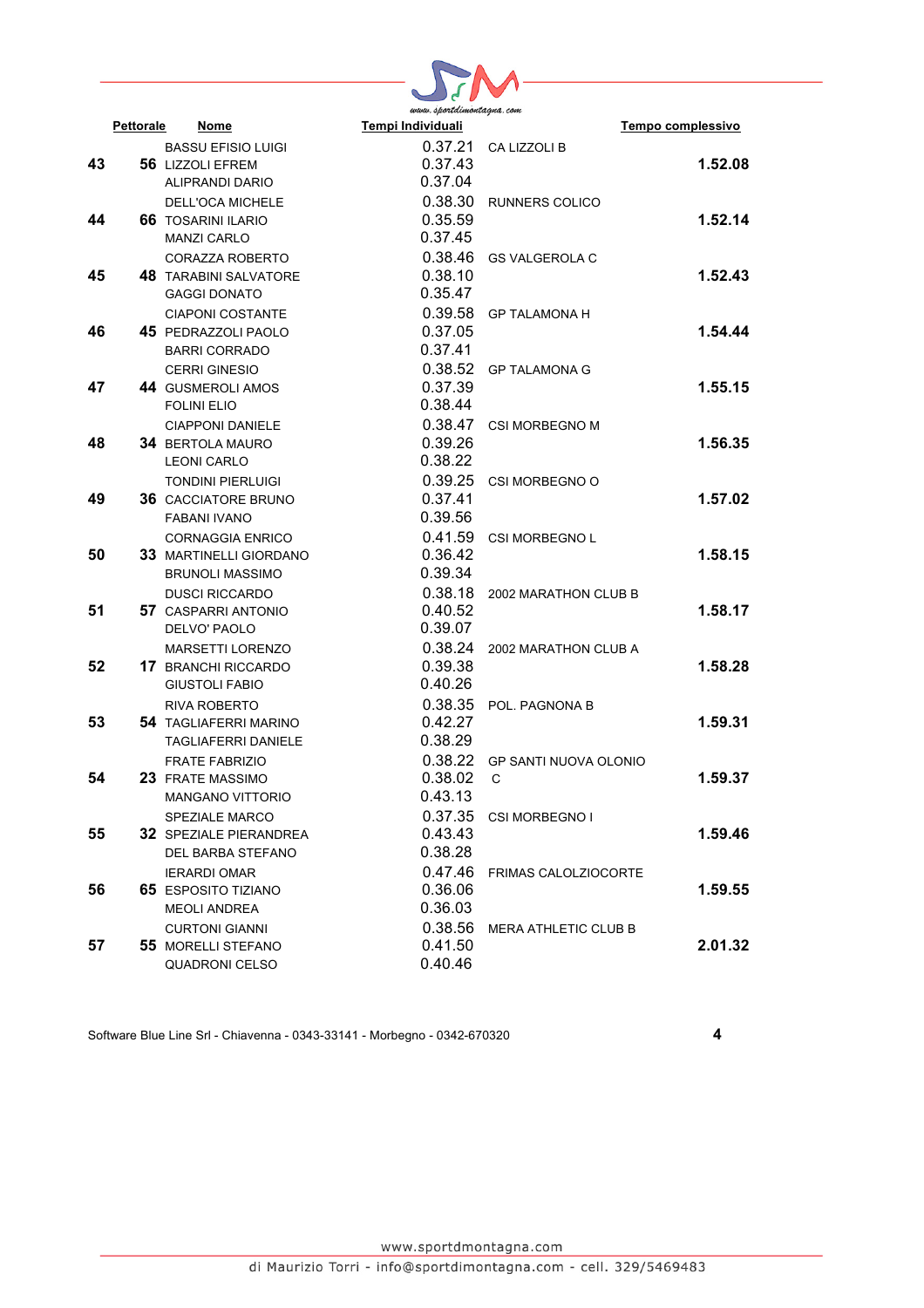| Pos. | Pettorale | Nome | Tempi Individuali | Squadra | Tempo complessivo |
|---|---|---|---|---|---|
| 43 | 56 | BASSU EFISIO LUIGI<br>LIZZOLI EFREM<br>ALIPRANDI DARIO | 0.37.21<br>0.37.43<br>0.37.04 | CA LIZZOLI B | 1.52.08 |
| 44 | 66 | DELL'OCA MICHELE<br>TOSARINI ILARIO<br>MANZI CARLO | 0.38.30<br>0.35.59<br>0.37.45 | RUNNERS COLICO | 1.52.14 |
| 45 | 48 | CORAZZA ROBERTO<br>TARABINI SALVATORE<br>GAGGI DONATO | 0.38.46<br>0.38.10<br>0.35.47 | GS VALGEROLA C | 1.52.43 |
| 46 | 45 | CIAPONI COSTANTE<br>PEDRAZZOLI PAOLO<br>BARRI CORRADO | 0.39.58<br>0.37.05<br>0.37.41 | GP TALAMONA H | 1.54.44 |
| 47 | 44 | CERRI GINESIO<br>GUSMEROLI AMOS<br>FOLINI ELIO | 0.38.52<br>0.37.39<br>0.38.44 | GP TALAMONA G | 1.55.15 |
| 48 | 34 | CIAPPONI DANIELE<br>BERTOLA MAURO<br>LEONI CARLO | 0.38.47<br>0.39.26<br>0.38.22 | CSI MORBEGNO M | 1.56.35 |
| 49 | 36 | TONDINI PIERLUIGI<br>CACCIATORE BRUNO<br>FABANI IVANO | 0.39.25<br>0.37.41<br>0.39.56 | CSI MORBEGNO O | 1.57.02 |
| 50 | 33 | CORNAGGIA ENRICO<br>MARTINELLI GIORDANO<br>BRUNOLI MASSIMO | 0.41.59<br>0.36.42<br>0.39.34 | CSI MORBEGNO L | 1.58.15 |
| 51 | 57 | DUSCI RICCARDO<br>CASPARRI ANTONIO<br>DELVO' PAOLO | 0.38.18<br>0.40.52<br>0.39.07 | 2002 MARATHON CLUB B | 1.58.17 |
| 52 | 17 | MARSETTI LORENZO<br>BRANCHI RICCARDO<br>GIUSTOLI FABIO | 0.38.24<br>0.39.38<br>0.40.26 | 2002 MARATHON CLUB A | 1.58.28 |
| 53 | 54 | RIVA ROBERTO<br>TAGLIAFERRI MARINO<br>TAGLIAFERRI DANIELE | 0.38.35<br>0.42.27<br>0.38.29 | POL. PAGNONA B | 1.59.31 |
| 54 | 23 | FRATE FABRIZIO<br>FRATE MASSIMO<br>MANGANO VITTORIO | 0.38.22<br>0.38.02<br>0.43.13 | GP SANTI NUOVA OLONIO C | 1.59.37 |
| 55 | 32 | SPEZIALE MARCO<br>SPEZIALE PIERANDREA<br>DEL BARBA STEFANO | 0.37.35<br>0.43.43<br>0.38.28 | CSI MORBEGNO I | 1.59.46 |
| 56 | 65 | IERARDI OMAR<br>ESPOSITO TIZIANO<br>MEOLI ANDREA | 0.47.46<br>0.36.06<br>0.36.03 | FRIMAS CALOLZIOCORTE | 1.59.55 |
| 57 | 55 | CURTONI GIANNI<br>MORELLI STEFANO<br>QUADRONI CELSO | 0.38.56<br>0.41.50<br>0.40.46 | MERA ATHLETIC CLUB B | 2.01.32 |

Software Blue Line Srl - Chiavenna - 0343-33141 - Morbegno - 0342-670320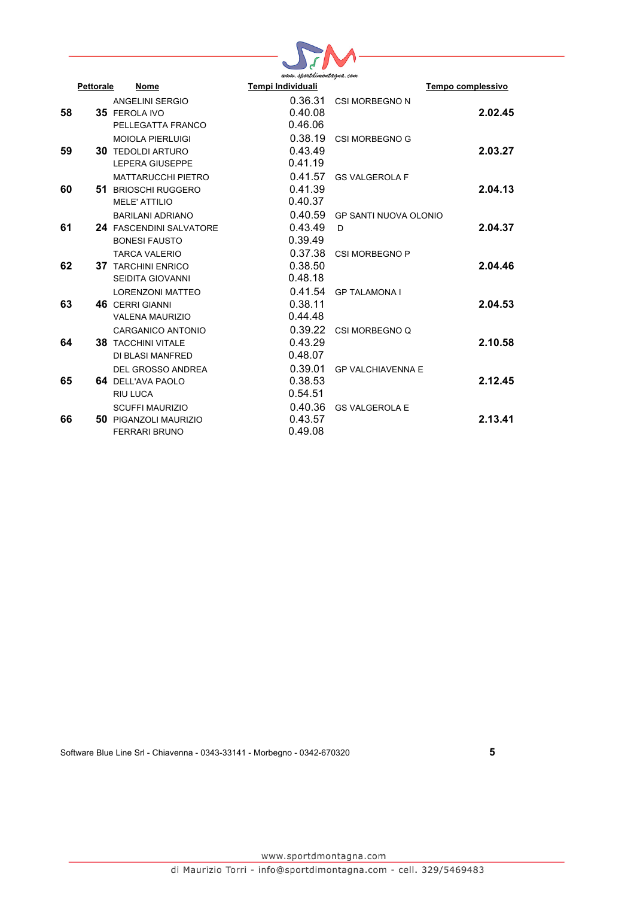| Pettorale | | Nome | Tempi Individuali | | Tempo complessivo |
|---|---|---|---|---|---|
| 58 | 35 | ANGELINI SERGIO<br>FEROLA IVO<br>PELLEGATTA FRANCO | 0.36.31<br>0.40.08<br>0.46.06 | CSI MORBEGNO N | 2.02.45 |
| 59 | 30 | MOIOLA PIERLUIGI<br>TEDOLDI ARTURO<br>LEPERA GIUSEPPE | 0.38.19<br>0.43.49<br>0.41.19 | CSI MORBEGNO G | 2.03.27 |
| 60 | 51 | MATTARUCCHI PIETRO<br>BRIOSCHI RUGGERO<br>MELE' ATTILIO | 0.41.57<br>0.41.39<br>0.40.37 | GS VALGEROLA F | 2.04.13 |
| 61 | 24 | BARILANI ADRIANO<br>FASCENDINI SALVATORE<br>BONESI FAUSTO | 0.40.59<br>0.43.49<br>0.39.49 | GP SANTI NUOVA OLONIO D | 2.04.37 |
| 62 | 37 | TARCA VALERIO<br>TARCHINI ENRICO<br>SEIDITA GIOVANNI | 0.37.38<br>0.38.50<br>0.48.18 | CSI MORBEGNO P | 2.04.46 |
| 63 | 46 | LORENZONI MATTEO<br>CERRI GIANNI<br>VALENA MAURIZIO | 0.41.54<br>0.38.11<br>0.44.48 | GP TALAMONA I | 2.04.53 |
| 64 | 38 | CARGANICO ANTONIO<br>TACCHINI VITALE<br>DI BLASI MANFRED | 0.39.22<br>0.43.29<br>0.48.07 | CSI MORBEGNO Q | 2.10.58 |
| 65 | 64 | DEL GROSSO ANDREA<br>DELL'AVA PAOLO<br>RIU LUCA | 0.39.01<br>0.38.53<br>0.54.51 | GP VALCHIAVENNA E | 2.12.45 |
| 66 | 50 | SCUFFI MAURIZIO<br>PIGANZOLI MAURIZIO<br>FERRARI BRUNO | 0.40.36<br>0.43.57<br>0.49.08 | GS VALGEROLA E | 2.13.41 |

Software Blue Line Srl - Chiavenna - 0343-33141 - Morbegno - 0342-670320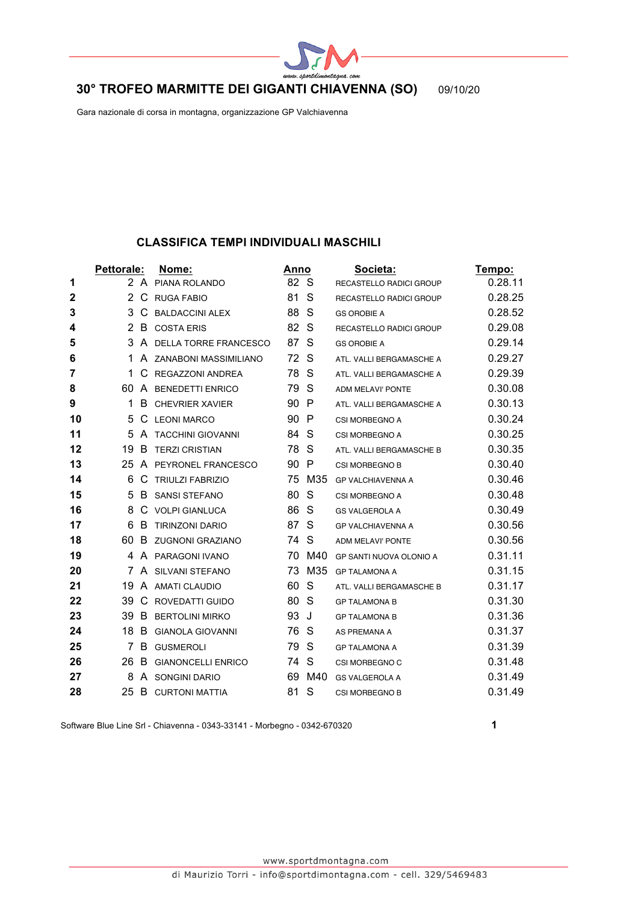# 30° TROFEO MARMITTE DEI GIGANTI CHIAVENNA (SO)

09/10/20

Gara nazionale di corsa in montagna, organizzazione GP Valchiavenna

## CLASSIFICA TEMPI INDIVIDUALI MASCHILI

| | Pettorale: | | Nome: | Anno | | Societa: | Tempo: |
|---|---|---|---|---|---|---|---|
| 1 | 2 | A | PIANA ROLANDO | 82 | S | RECASTELLO RADICI GROUP | 0.28.11 |
| 2 | 2 | C | RUGA FABIO | 81 | S | RECASTELLO RADICI GROUP | 0.28.25 |
| 3 | 3 | C | BALDACCINI ALEX | 88 | S | GS OROBIE A | 0.28.52 |
| 4 | 2 | B | COSTA ERIS | 82 | S | RECASTELLO RADICI GROUP | 0.29.08 |
| 5 | 3 | A | DELLA TORRE FRANCESCO | 87 | S | GS OROBIE A | 0.29.14 |
| 6 | 1 | A | ZANABONI MASSIMILIANO | 72 | S | ATL. VALLI BERGAMASCHE A | 0.29.27 |
| 7 | 1 | C | REGAZZONI ANDREA | 78 | S | ATL. VALLI BERGAMASCHE A | 0.29.39 |
| 8 | 60 | A | BENEDETTI ENRICO | 79 | S | ADM MELAVI' PONTE | 0.30.08 |
| 9 | 1 | B | CHEVRIER XAVIER | 90 | P | ATL. VALLI BERGAMASCHE A | 0.30.13 |
| 10 | 5 | C | LEONI MARCO | 90 | P | CSI MORBEGNO A | 0.30.24 |
| 11 | 5 | A | TACCHINI GIOVANNI | 84 | S | CSI MORBEGNO A | 0.30.25 |
| 12 | 19 | B | TERZI CRISTIAN | 78 | S | ATL. VALLI BERGAMASCHE B | 0.30.35 |
| 13 | 25 | A | PEYRONEL FRANCESCO | 90 | P | CSI MORBEGNO B | 0.30.40 |
| 14 | 6 | C | TRIULZI FABRIZIO | 75 | M35 | GP VALCHIAVENNA A | 0.30.46 |
| 15 | 5 | B | SANSI STEFANO | 80 | S | CSI MORBEGNO A | 0.30.48 |
| 16 | 8 | C | VOLPI GIANLUCA | 86 | S | GS VALGEROLA A | 0.30.49 |
| 17 | 6 | B | TIRINZONI DARIO | 87 | S | GP VALCHIAVENNA A | 0.30.56 |
| 18 | 60 | B | ZUGNONI GRAZIANO | 74 | S | ADM MELAVI' PONTE | 0.30.56 |
| 19 | 4 | A | PARAGONI IVANO | 70 | M40 | GP SANTI NUOVA OLONIO A | 0.31.11 |
| 20 | 7 | A | SILVANI STEFANO | 73 | M35 | GP TALAMONA A | 0.31.15 |
| 21 | 19 | A | AMATI CLAUDIO | 60 | S | ATL. VALLI BERGAMASCHE B | 0.31.17 |
| 22 | 39 | C | ROVEDATTI GUIDO | 80 | S | GP TALAMONA B | 0.31.30 |
| 23 | 39 | B | BERTOLINI MIRKO | 93 | J | GP TALAMONA B | 0.31.36 |
| 24 | 18 | B | GIANOLA GIOVANNI | 76 | S | AS PREMANA A | 0.31.37 |
| 25 | 7 | B | GUSMEROLI | 79 | S | GP TALAMONA A | 0.31.39 |
| 26 | 26 | B | GIANONCELLI ENRICO | 74 | S | CSI MORBEGNO C | 0.31.48 |
| 27 | 8 | A | SONGINI DARIO | 69 | M40 | GS VALGEROLA A | 0.31.49 |
| 28 | 25 | B | CURTONI MATTIA | 81 | S | CSI MORBEGNO B | 0.31.49 |

Software Blue Line Srl - Chiavenna - 0343-33141 - Morbegno - 0342-670320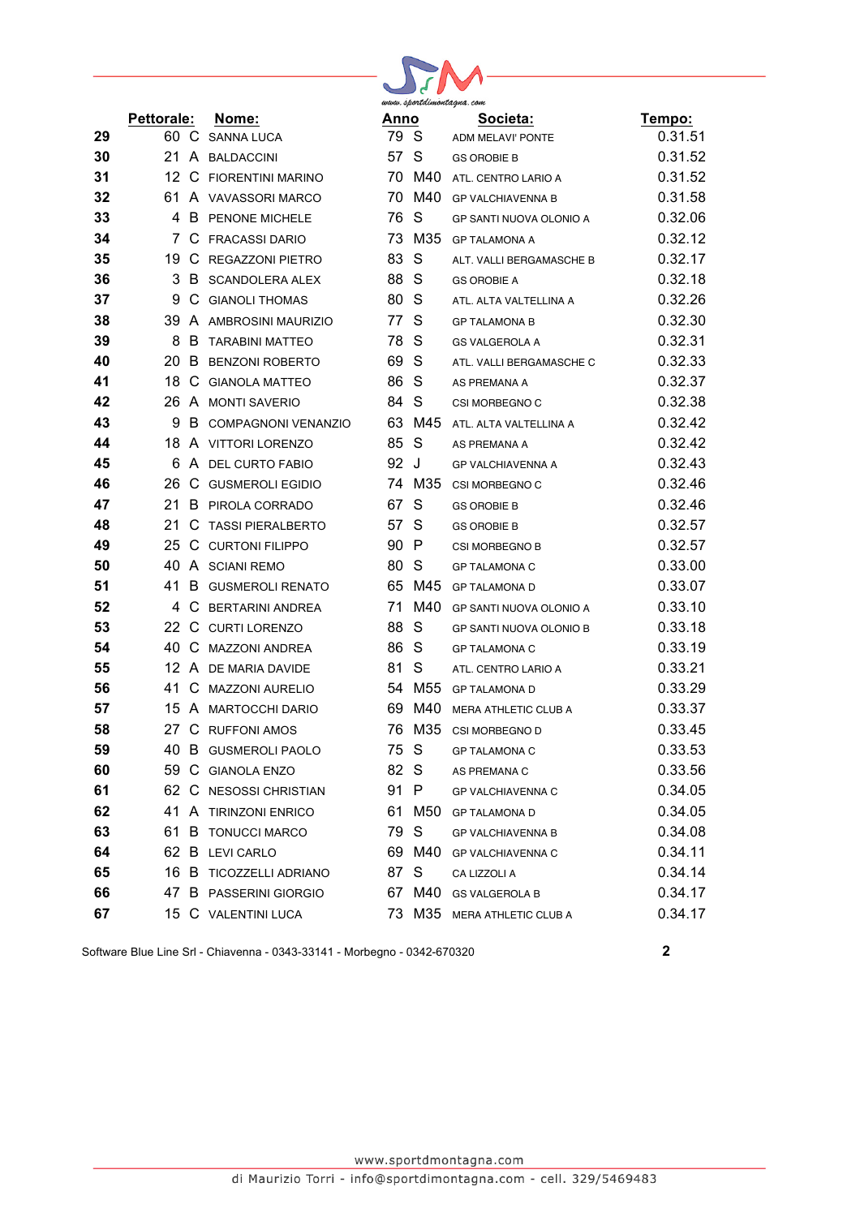| | Pettorale: | | Nome: | Anno | | Societa: | Tempo: |
|---|---|---|---|---|---|---|---|
| 29 | 60 | C | SANNA LUCA | 79 | S | ADM MELAVI' PONTE | 0.31.51 |
| 30 | 21 | A | BALDACCINI | 57 | S | GS OROBIE B | 0.31.52 |
| 31 | 12 | C | FIORENTINI MARINO | 70 | M40 | ATL. CENTRO LARIO A | 0.31.52 |
| 32 | 61 | A | VAVASSORI MARCO | 70 | M40 | GP VALCHIAVENNA B | 0.31.58 |
| 33 | 4 | B | PENONE MICHELE | 76 | S | GP SANTI NUOVA OLONIO A | 0.32.06 |
| 34 | 7 | C | FRACASSI DARIO | 73 | M35 | GP TALAMONA A | 0.32.12 |
| 35 | 19 | C | REGAZZONI PIETRO | 83 | S | ALT. VALLI BERGAMASCHE B | 0.32.17 |
| 36 | 3 | B | SCANDOLERA ALEX | 88 | S | GS OROBIE A | 0.32.18 |
| 37 | 9 | C | GIANOLI THOMAS | 80 | S | ATL. ALTA VALTELLINA A | 0.32.26 |
| 38 | 39 | A | AMBROSINI MAURIZIO | 77 | S | GP TALAMONA B | 0.32.30 |
| 39 | 8 | B | TARABINI MATTEO | 78 | S | GS VALGEROLA A | 0.32.31 |
| 40 | 20 | B | BENZONI ROBERTO | 69 | S | ATL. VALLI BERGAMASCHE C | 0.32.33 |
| 41 | 18 | C | GIANOLA MATTEO | 86 | S | AS PREMANA A | 0.32.37 |
| 42 | 26 | A | MONTI SAVERIO | 84 | S | CSI MORBEGNO C | 0.32.38 |
| 43 | 9 | B | COMPAGNONI VENANZIO | 63 | M45 | ATL. ALTA VALTELLINA A | 0.32.42 |
| 44 | 18 | A | VITTORI LORENZO | 85 | S | AS PREMANA A | 0.32.42 |
| 45 | 6 | A | DEL CURTO FABIO | 92 | J | GP VALCHIAVENNA A | 0.32.43 |
| 46 | 26 | C | GUSMEROLI EGIDIO | 74 | M35 | CSI MORBEGNO C | 0.32.46 |
| 47 | 21 | B | PIROLA CORRADO | 67 | S | GS OROBIE B | 0.32.46 |
| 48 | 21 | C | TASSI PIERALBERTO | 57 | S | GS OROBIE B | 0.32.57 |
| 49 | 25 | C | CURTONI FILIPPO | 90 | P | CSI MORBEGNO B | 0.32.57 |
| 50 | 40 | A | SCIANI REMO | 80 | S | GP TALAMONA C | 0.33.00 |
| 51 | 41 | B | GUSMEROLI RENATO | 65 | M45 | GP TALAMONA D | 0.33.07 |
| 52 | 4 | C | BERTARINI ANDREA | 71 | M40 | GP SANTI NUOVA OLONIO A | 0.33.10 |
| 53 | 22 | C | CURTI LORENZO | 88 | S | GP SANTI NUOVA OLONIO B | 0.33.18 |
| 54 | 40 | C | MAZZONI ANDREA | 86 | S | GP TALAMONA C | 0.33.19 |
| 55 | 12 | A | DE MARIA DAVIDE | 81 | S | ATL. CENTRO LARIO A | 0.33.21 |
| 56 | 41 | C | MAZZONI AURELIO | 54 | M55 | GP TALAMONA D | 0.33.29 |
| 57 | 15 | A | MARTOCCHI DARIO | 69 | M40 | MERA ATHLETIC CLUB A | 0.33.37 |
| 58 | 27 | C | RUFFONI AMOS | 76 | M35 | CSI MORBEGNO D | 0.33.45 |
| 59 | 40 | B | GUSMEROLI PAOLO | 75 | S | GP TALAMONA C | 0.33.53 |
| 60 | 59 | C | GIANOLA ENZO | 82 | S | AS PREMANA C | 0.33.56 |
| 61 | 62 | C | NESOSSI CHRISTIAN | 91 | P | GP VALCHIAVENNA C | 0.34.05 |
| 62 | 41 | A | TIRINZONI ENRICO | 61 | M50 | GP TALAMONA D | 0.34.05 |
| 63 | 61 | B | TONUCCI MARCO | 79 | S | GP VALCHIAVENNA B | 0.34.08 |
| 64 | 62 | B | LEVI CARLO | 69 | M40 | GP VALCHIAVENNA C | 0.34.11 |
| 65 | 16 | B | TICOZZELLI ADRIANO | 87 | S | CA LIZZOLI A | 0.34.14 |
| 66 | 47 | B | PASSERINI GIORGIO | 67 | M40 | GS VALGEROLA B | 0.34.17 |
| 67 | 15 | C | VALENTINI LUCA | 73 | M35 | MERA ATHLETIC CLUB A | 0.34.17 |

Software Blue Line Srl - Chiavenna - 0343-33141 - Morbegno - 0342-670320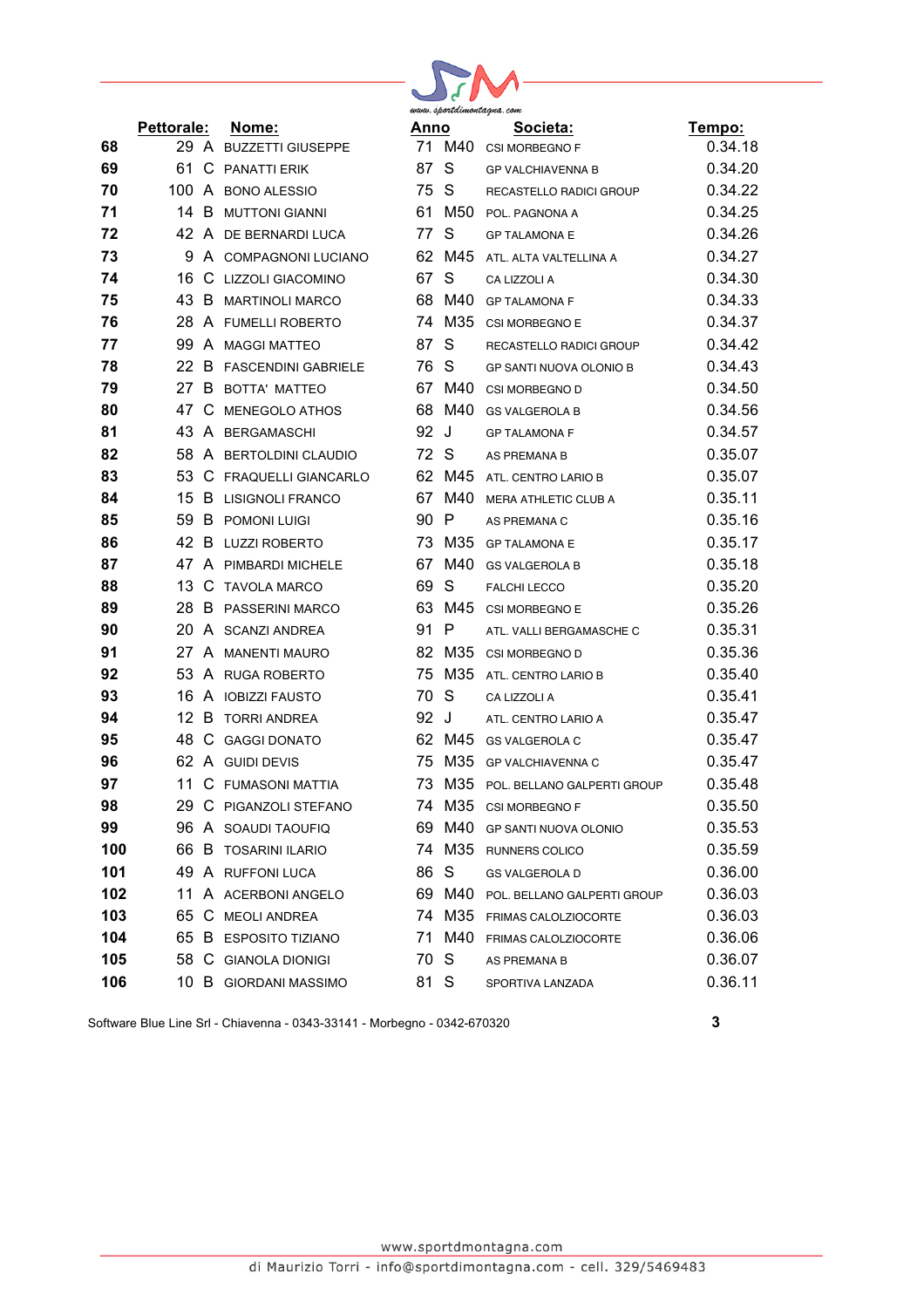| | Pettorale: | | Nome: | Anno | | Societa: | Tempo: |
|---|---|---|---|---|---|---|---|
| 68 | 29 | A | BUZZETTI GIUSEPPE | 71 | M40 | CSI MORBEGNO F | 0.34.18 |
| 69 | 61 | C | PANATTI ERIK | 87 | S | GP VALCHIAVENNA B | 0.34.20 |
| 70 | 100 | A | BONO ALESSIO | 75 | S | RECASTELLO RADICI GROUP | 0.34.22 |
| 71 | 14 | B | MUTTONI GIANNI | 61 | M50 | POL. PAGNONA A | 0.34.25 |
| 72 | 42 | A | DE BERNARDI LUCA | 77 | S | GP TALAMONA E | 0.34.26 |
| 73 | 9 | A | COMPAGNONI LUCIANO | 62 | M45 | ATL. ALTA VALTELLINA A | 0.34.27 |
| 74 | 16 | C | LIZZOLI GIACOMINO | 67 | S | CA LIZZOLI A | 0.34.30 |
| 75 | 43 | B | MARTINOLI MARCO | 68 | M40 | GP TALAMONA F | 0.34.33 |
| 76 | 28 | A | FUMELLI ROBERTO | 74 | M35 | CSI MORBEGNO E | 0.34.37 |
| 77 | 99 | A | MAGGI MATTEO | 87 | S | RECASTELLO RADICI GROUP | 0.34.42 |
| 78 | 22 | B | FASCENDINI GABRIELE | 76 | S | GP SANTI NUOVA OLONIO B | 0.34.43 |
| 79 | 27 | B | BOTTA' MATTEO | 67 | M40 | CSI MORBEGNO D | 0.34.50 |
| 80 | 47 | C | MENEGOLO ATHOS | 68 | M40 | GS VALGEROLA B | 0.34.56 |
| 81 | 43 | A | BERGAMASCHI | 92 | J | GP TALAMONA F | 0.34.57 |
| 82 | 58 | A | BERTOLDINI CLAUDIO | 72 | S | AS PREMANA B | 0.35.07 |
| 83 | 53 | C | FRAQUELLI GIANCARLO | 62 | M45 | ATL. CENTRO LARIO B | 0.35.07 |
| 84 | 15 | B | LISIGNOLI FRANCO | 67 | M40 | MERA ATHLETIC CLUB A | 0.35.11 |
| 85 | 59 | B | POMONI LUIGI | 90 | P | AS PREMANA C | 0.35.16 |
| 86 | 42 | B | LUZZI ROBERTO | 73 | M35 | GP TALAMONA E | 0.35.17 |
| 87 | 47 | A | PIMBARDI MICHELE | 67 | M40 | GS VALGEROLA B | 0.35.18 |
| 88 | 13 | C | TAVOLA MARCO | 69 | S | FALCHI LECCO | 0.35.20 |
| 89 | 28 | B | PASSERINI MARCO | 63 | M45 | CSI MORBEGNO E | 0.35.26 |
| 90 | 20 | A | SCANZI ANDREA | 91 | P | ATL. VALLI BERGAMASCHE C | 0.35.31 |
| 91 | 27 | A | MANENTI MAURO | 82 | M35 | CSI MORBEGNO D | 0.35.36 |
| 92 | 53 | A | RUGA ROBERTO | 75 | M35 | ATL. CENTRO LARIO B | 0.35.40 |
| 93 | 16 | A | IOBIZZI FAUSTO | 70 | S | CA LIZZOLI A | 0.35.41 |
| 94 | 12 | B | TORRI ANDREA | 92 | J | ATL. CENTRO LARIO A | 0.35.47 |
| 95 | 48 | C | GAGGI DONATO | 62 | M45 | GS VALGEROLA C | 0.35.47 |
| 96 | 62 | A | GUIDI DEVIS | 75 | M35 | GP VALCHIAVENNA C | 0.35.47 |
| 97 | 11 | C | FUMASONI MATTIA | 73 | M35 | POL. BELLANO GALPERTI GROUP | 0.35.48 |
| 98 | 29 | C | PIGANZOLI STEFANO | 74 | M35 | CSI MORBEGNO F | 0.35.50 |
| 99 | 96 | A | SOAUDI TAOUFIQ | 69 | M40 | GP SANTI NUOVA OLONIO | 0.35.53 |
| 100 | 66 | B | TOSARINI ILARIO | 74 | M35 | RUNNERS COLICO | 0.35.59 |
| 101 | 49 | A | RUFFONI LUCA | 86 | S | GS VALGEROLA D | 0.36.00 |
| 102 | 11 | A | ACERBONI ANGELO | 69 | M40 | POL. BELLANO GALPERTI GROUP | 0.36.03 |
| 103 | 65 | C | MEOLI ANDREA | 74 | M35 | FRIMAS CALOLZIOCORTE | 0.36.03 |
| 104 | 65 | B | ESPOSITO TIZIANO | 71 | M40 | FRIMAS CALOLZIOCORTE | 0.36.06 |
| 105 | 58 | C | GIANOLA DIONIGI | 70 | S | AS PREMANA B | 0.36.07 |
| 106 | 10 | B | GIORDANI MASSIMO | 81 | S | SPORTIVA LANZADA | 0.36.11 |

Software Blue Line Srl - Chiavenna - 0343-33141 - Morbegno - 0342-670320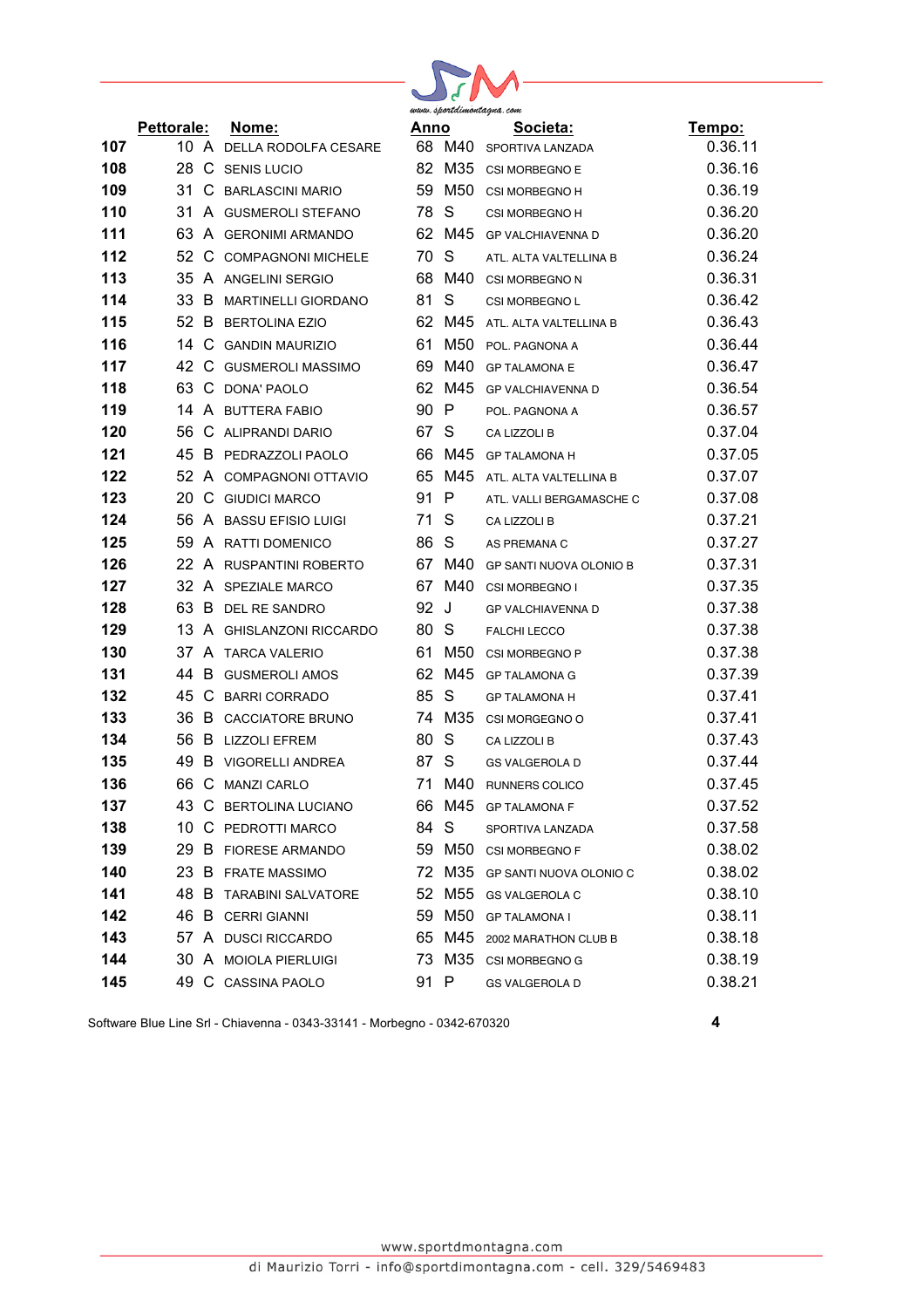| | Pettorale: | | Nome: | Anno | | Societa: | Tempo: |
|---|---|---|---|---|---|---|---|
| 107 | 10 | A | DELLA RODOLFA CESARE | 68 | M40 | SPORTIVA LANZADA | 0.36.11 |
| 108 | 28 | C | SENIS LUCIO | 82 | M35 | CSI MORBEGNO E | 0.36.16 |
| 109 | 31 | C | BARLASCINI MARIO | 59 | M50 | CSI MORBEGNO H | 0.36.19 |
| 110 | 31 | A | GUSMEROLI STEFANO | 78 | S | CSI MORBEGNO H | 0.36.20 |
| 111 | 63 | A | GERONIMI ARMANDO | 62 | M45 | GP VALCHIAVENNA D | 0.36.20 |
| 112 | 52 | C | COMPAGNONI MICHELE | 70 | S | ATL. ALTA VALTELLINA B | 0.36.24 |
| 113 | 35 | A | ANGELINI SERGIO | 68 | M40 | CSI MORBEGNO N | 0.36.31 |
| 114 | 33 | B | MARTINELLI GIORDANO | 81 | S | CSI MORBEGNO L | 0.36.42 |
| 115 | 52 | B | BERTOLINA EZIO | 62 | M45 | ATL. ALTA VALTELLINA B | 0.36.43 |
| 116 | 14 | C | GANDIN MAURIZIO | 61 | M50 | POL. PAGNONA A | 0.36.44 |
| 117 | 42 | C | GUSMEROLI MASSIMO | 69 | M40 | GP TALAMONA E | 0.36.47 |
| 118 | 63 | C | DONA' PAOLO | 62 | M45 | GP VALCHIAVENNA D | 0.36.54 |
| 119 | 14 | A | BUTTERA FABIO | 90 | P | POL. PAGNONA A | 0.36.57 |
| 120 | 56 | C | ALIPRANDI DARIO | 67 | S | CA LIZZOLI B | 0.37.04 |
| 121 | 45 | B | PEDRAZZOLI PAOLO | 66 | M45 | GP TALAMONA H | 0.37.05 |
| 122 | 52 | A | COMPAGNONI OTTAVIO | 65 | M45 | ATL. ALTA VALTELLINA B | 0.37.07 |
| 123 | 20 | C | GIUDICI MARCO | 91 | P | ATL. VALLI BERGAMASCHE C | 0.37.08 |
| 124 | 56 | A | BASSU EFISIO LUIGI | 71 | S | CA LIZZOLI B | 0.37.21 |
| 125 | 59 | A | RATTI DOMENICO | 86 | S | AS PREMANA C | 0.37.27 |
| 126 | 22 | A | RUSPANTINI ROBERTO | 67 | M40 | GP SANTI NUOVA OLONIO B | 0.37.31 |
| 127 | 32 | A | SPEZIALE MARCO | 67 | M40 | CSI MORBEGNO I | 0.37.35 |
| 128 | 63 | B | DEL RE SANDRO | 92 | J | GP VALCHIAVENNA D | 0.37.38 |
| 129 | 13 | A | GHISLANZONI RICCARDO | 80 | S | FALCHI LECCO | 0.37.38 |
| 130 | 37 | A | TARCA VALERIO | 61 | M50 | CSI MORBEGNO P | 0.37.38 |
| 131 | 44 | B | GUSMEROLI AMOS | 62 | M45 | GP TALAMONA G | 0.37.39 |
| 132 | 45 | C | BARRI CORRADO | 85 | S | GP TALAMONA H | 0.37.41 |
| 133 | 36 | B | CACCIATORE BRUNO | 74 | M35 | CSI MORGEGNO O | 0.37.41 |
| 134 | 56 | B | LIZZOLI EFREM | 80 | S | CA LIZZOLI B | 0.37.43 |
| 135 | 49 | B | VIGORELLI ANDREA | 87 | S | GS VALGEROLA D | 0.37.44 |
| 136 | 66 | C | MANZI CARLO | 71 | M40 | RUNNERS COLICO | 0.37.45 |
| 137 | 43 | C | BERTOLINA LUCIANO | 66 | M45 | GP TALAMONA F | 0.37.52 |
| 138 | 10 | C | PEDROTTI MARCO | 84 | S | SPORTIVA LANZADA | 0.37.58 |
| 139 | 29 | B | FIORESE ARMANDO | 59 | M50 | CSI MORBEGNO F | 0.38.02 |
| 140 | 23 | B | FRATE MASSIMO | 72 | M35 | GP SANTI NUOVA OLONIO C | 0.38.02 |
| 141 | 48 | B | TARABINI SALVATORE | 52 | M55 | GS VALGEROLA C | 0.38.10 |
| 142 | 46 | B | CERRI GIANNI | 59 | M50 | GP TALAMONA I | 0.38.11 |
| 143 | 57 | A | DUSCI RICCARDO | 65 | M45 | 2002 MARATHON CLUB B | 0.38.18 |
| 144 | 30 | A | MOIOLA PIERLUIGI | 73 | M35 | CSI MORBEGNO G | 0.38.19 |
| 145 | 49 | C | CASSINA PAOLO | 91 | P | GS VALGEROLA D | 0.38.21 |

Software Blue Line Srl - Chiavenna - 0343-33141 - Morbegno - 0342-670320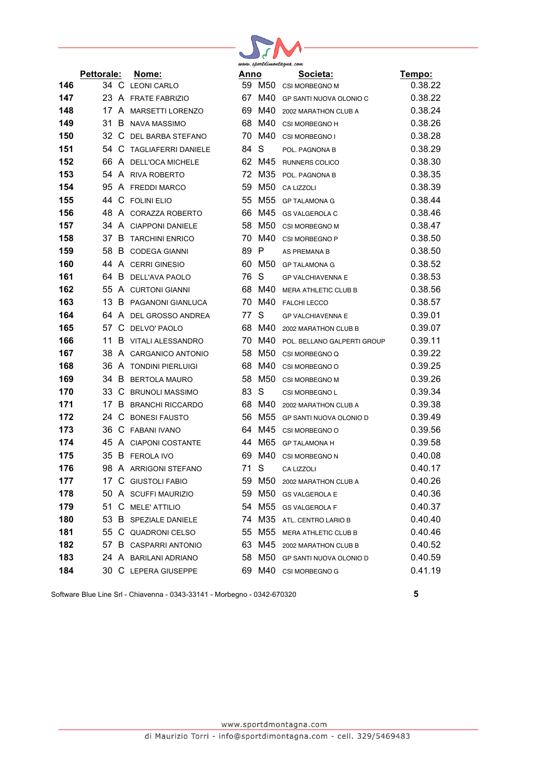| | Pettorale: | | Nome: | Anno | | Societa: | Tempo: |
|---|---|---|---|---|---|---|---|
| 146 | 34 | C | LEONI CARLO | 59 | M50 | CSI MORBEGNO M | 0.38.22 |
| 147 | 23 | A | FRATE FABRIZIO | 67 | M40 | GP SANTI NUOVA OLONIO C | 0.38.22 |
| 148 | 17 | A | MARSETTI LORENZO | 69 | M40 | 2002 MARATHON CLUB A | 0.38.24 |
| 149 | 31 | B | NAVA MASSIMO | 68 | M40 | CSI MORBEGNO H | 0.38.26 |
| 150 | 32 | C | DEL BARBA STEFANO | 70 | M40 | CSI MORBEGNO I | 0.38.28 |
| 151 | 54 | C | TAGLIAFERRI DANIELE | 84 | S | POL. PAGNONA B | 0.38.29 |
| 152 | 66 | A | DELL'OCA MICHELE | 62 | M45 | RUNNERS COLICO | 0.38.30 |
| 153 | 54 | A | RIVA ROBERTO | 72 | M35 | POL. PAGNONA B | 0.38.35 |
| 154 | 95 | A | FREDDI MARCO | 59 | M50 | CA LIZZOLI | 0.38.39 |
| 155 | 44 | C | FOLINI ELIO | 55 | M55 | GP TALAMONA G | 0.38.44 |
| 156 | 48 | A | CORAZZA ROBERTO | 66 | M45 | GS VALGEROLA C | 0.38.46 |
| 157 | 34 | A | CIAPPONI DANIELE | 58 | M50 | CSI MORBEGNO M | 0.38.47 |
| 158 | 37 | B | TARCHINI ENRICO | 70 | M40 | CSI MORBEGNO P | 0.38.50 |
| 159 | 58 | B | CODEGA GIANNI | 89 | P | AS PREMANA B | 0.38.50 |
| 160 | 44 | A | CERRI GINESIO | 60 | M50 | GP TALAMONA G | 0.38.52 |
| 161 | 64 | B | DELL'AVA PAOLO | 76 | S | GP VALCHIAVENNA E | 0.38.53 |
| 162 | 55 | A | CURTONI GIANNI | 68 | M40 | MERA ATHLETIC CLUB B | 0.38.56 |
| 163 | 13 | B | PAGANONI GIANLUCA | 70 | M40 | FALCHI LECCO | 0.38.57 |
| 164 | 64 | A | DEL GROSSO ANDREA | 77 | S | GP VALCHIAVENNA E | 0.39.01 |
| 165 | 57 | C | DELVO' PAOLO | 68 | M40 | 2002 MARATHON CLUB B | 0.39.07 |
| 166 | 11 | B | VITALI ALESSANDRO | 70 | M40 | POL. BELLANO GALPERTI GROUP | 0.39.11 |
| 167 | 38 | A | CARGANICO ANTONIO | 58 | M50 | CSI MORBEGNO Q | 0.39.22 |
| 168 | 36 | A | TONDINI PIERLUIGI | 68 | M40 | CSI MORBEGNO O | 0.39.25 |
| 169 | 34 | B | BERTOLA MAURO | 58 | M50 | CSI MORBEGNO M | 0.39.26 |
| 170 | 33 | C | BRUNOLI MASSIMO | 83 | S | CSI MORBEGNO L | 0.39.34 |
| 171 | 17 | B | BRANCHI RICCARDO | 68 | M40 | 2002 MARATHON CLUB A | 0.39.38 |
| 172 | 24 | C | BONESI FAUSTO | 56 | M55 | GP SANTI NUOVA OLONIO D | 0.39.49 |
| 173 | 36 | C | FABANI IVANO | 64 | M45 | CSI MORBEGNO O | 0.39.56 |
| 174 | 45 | A | CIAPONI COSTANTE | 44 | M65 | GP TALAMONA H | 0.39.58 |
| 175 | 35 | B | FEROLA IVO | 69 | M40 | CSI MORBEGNO N | 0.40.08 |
| 176 | 98 | A | ARRIGONI STEFANO | 71 | S | CA LIZZOLI | 0.40.17 |
| 177 | 17 | C | GIUSTOLI FABIO | 59 | M50 | 2002 MARATHON CLUB A | 0.40.26 |
| 178 | 50 | A | SCUFFI MAURIZIO | 59 | M50 | GS VALGEROLA E | 0.40.36 |
| 179 | 51 | C | MELE' ATTILIO | 54 | M55 | GS VALGEROLA F | 0.40.37 |
| 180 | 53 | B | SPEZIALE DANIELE | 74 | M35 | ATL. CENTRO LARIO B | 0.40.40 |
| 181 | 55 | C | QUADRONI CELSO | 55 | M55 | MERA ATHLETIC CLUB B | 0.40.46 |
| 182 | 57 | B | CASPARRI ANTONIO | 63 | M45 | 2002 MARATHON CLUB B | 0.40.52 |
| 183 | 24 | A | BARILANI ADRIANO | 58 | M50 | GP SANTI NUOVA OLONIO D | 0.40.59 |
| 184 | 30 | C | LEPERA GIUSEPPE | 69 | M40 | CSI MORBEGNO G | 0.41.19 |

Software Blue Line Srl - Chiavenna - 0343-33141 - Morbegno - 0342-670320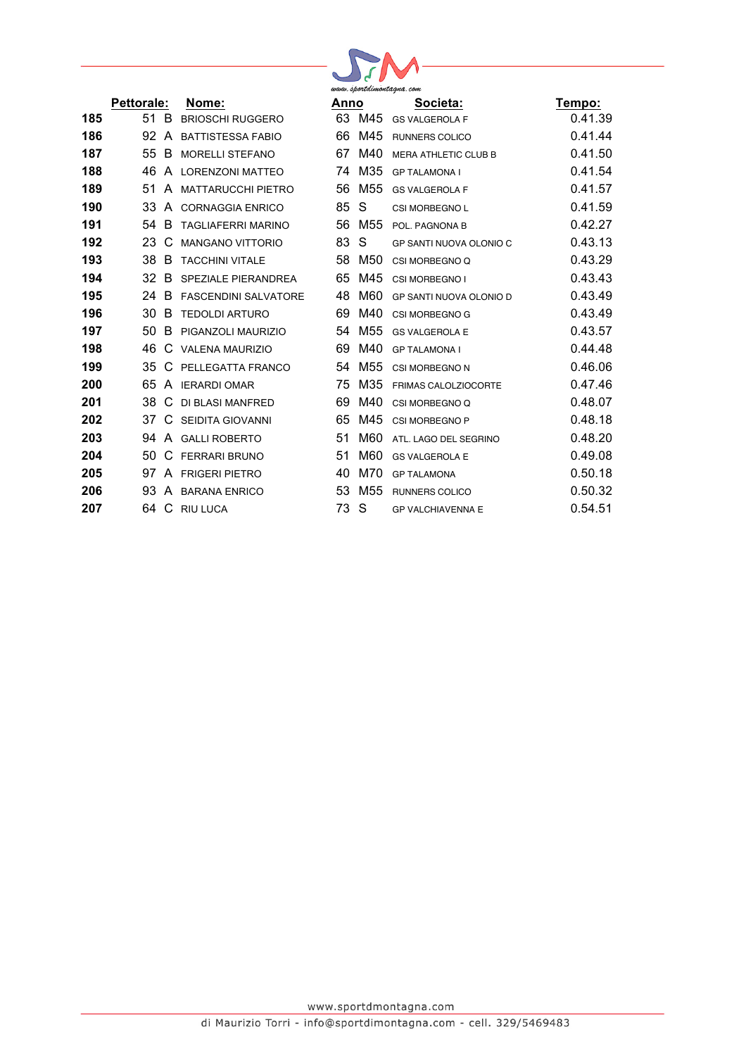| | Pettorale: | | Nome: | Anno | | Societa: | Tempo: |
|---|---|---|---|---|---|---|---|
| 185 | 51 | B | BRIOSCHI RUGGERO | 63 | M45 | GS VALGEROLA F | 0.41.39 |
| 186 | 92 | A | BATTISTESSA FABIO | 66 | M45 | RUNNERS COLICO | 0.41.44 |
| 187 | 55 | B | MORELLI STEFANO | 67 | M40 | MERA ATHLETIC CLUB B | 0.41.50 |
| 188 | 46 | A | LORENZONI MATTEO | 74 | M35 | GP TALAMONA I | 0.41.54 |
| 189 | 51 | A | MATTARUCCHI PIETRO | 56 | M55 | GS VALGEROLA F | 0.41.57 |
| 190 | 33 | A | CORNAGGIA ENRICO | 85 | S | CSI MORBEGNO L | 0.41.59 |
| 191 | 54 | B | TAGLIAFERRI MARINO | 56 | M55 | POL. PAGNONA B | 0.42.27 |
| 192 | 23 | C | MANGANO VITTORIO | 83 | S | GP SANTI NUOVA OLONIO C | 0.43.13 |
| 193 | 38 | B | TACCHINI VITALE | 58 | M50 | CSI MORBEGNO Q | 0.43.29 |
| 194 | 32 | B | SPEZIALE PIERANDREA | 65 | M45 | CSI MORBEGNO I | 0.43.43 |
| 195 | 24 | B | FASCENDINI SALVATORE | 48 | M60 | GP SANTI NUOVA OLONIO D | 0.43.49 |
| 196 | 30 | B | TEDOLDI ARTURO | 69 | M40 | CSI MORBEGNO G | 0.43.49 |
| 197 | 50 | B | PIGANZOLI MAURIZIO | 54 | M55 | GS VALGEROLA E | 0.43.57 |
| 198 | 46 | C | VALENA MAURIZIO | 69 | M40 | GP TALAMONA I | 0.44.48 |
| 199 | 35 | C | PELLEGATTA FRANCO | 54 | M55 | CSI MORBEGNO N | 0.46.06 |
| 200 | 65 | A | IERARDI OMAR | 75 | M35 | FRIMAS CALOLZIOCORTE | 0.47.46 |
| 201 | 38 | C | DI BLASI MANFRED | 69 | M40 | CSI MORBEGNO Q | 0.48.07 |
| 202 | 37 | C | SEIDITA GIOVANNI | 65 | M45 | CSI MORBEGNO P | 0.48.18 |
| 203 | 94 | A | GALLI ROBERTO | 51 | M60 | ATL. LAGO DEL SEGRINO | 0.48.20 |
| 204 | 50 | C | FERRARI BRUNO | 51 | M60 | GS VALGEROLA E | 0.49.08 |
| 205 | 97 | A | FRIGERI PIETRO | 40 | M70 | GP TALAMONA | 0.50.18 |
| 206 | 93 | A | BARANA ENRICO | 53 | M55 | RUNNERS COLICO | 0.50.32 |
| 207 | 64 | C | RIU LUCA | 73 | S | GP VALCHIAVENNA E | 0.54.51 |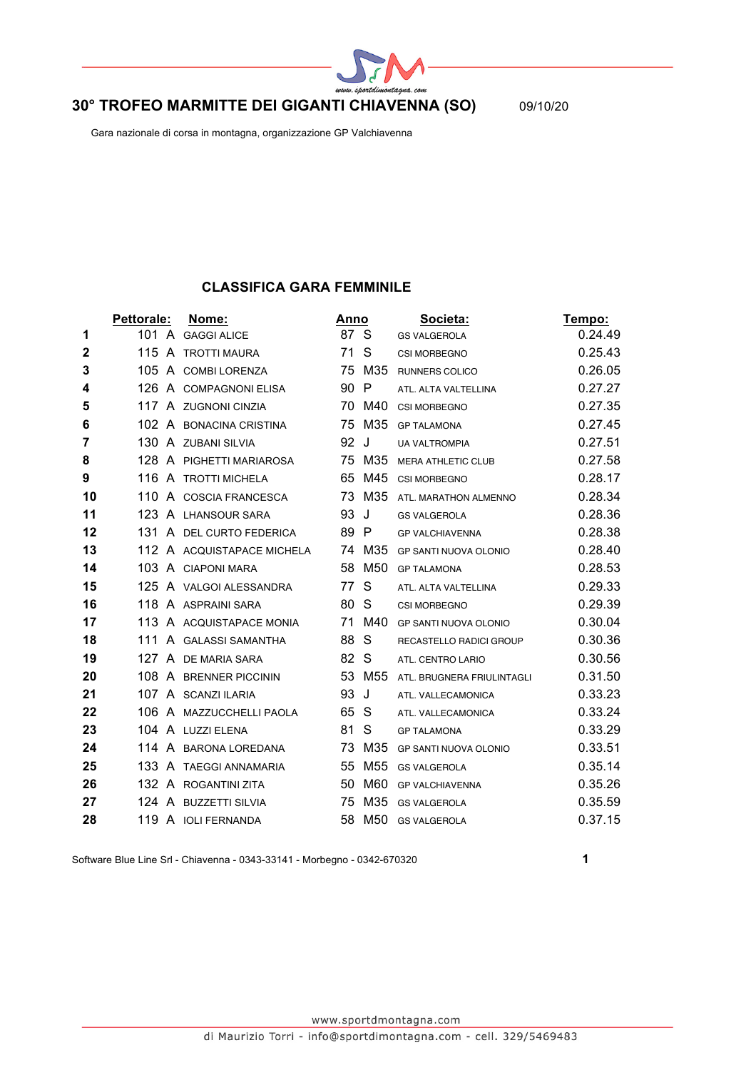# 30° TROFEO MARMITTE DEI GIGANTI CHIAVENNA (SO)

09/10/20

Gara nazionale di corsa in montagna, organizzazione GP Valchiavenna

## CLASSIFICA GARA FEMMINILE

| | Pettorale: | | Nome: | Anno | | Societa: | Tempo: |
|---|---|---|---|---|---|---|---|
| 1 | 101 | A | GAGGI ALICE | 87 | S | GS VALGEROLA | 0.24.49 |
| 2 | 115 | A | TROTTI MAURA | 71 | S | CSI MORBEGNO | 0.25.43 |
| 3 | 105 | A | COMBI LORENZA | 75 | M35 | RUNNERS COLICO | 0.26.05 |
| 4 | 126 | A | COMPAGNONI ELISA | 90 | P | ATL. ALTA VALTELLINA | 0.27.27 |
| 5 | 117 | A | ZUGNONI CINZIA | 70 | M40 | CSI MORBEGNO | 0.27.35 |
| 6 | 102 | A | BONACINA CRISTINA | 75 | M35 | GP TALAMONA | 0.27.45 |
| 7 | 130 | A | ZUBANI SILVIA | 92 | J | UA VALTROMPIA | 0.27.51 |
| 8 | 128 | A | PIGHETTI MARIAROSA | 75 | M35 | MERA ATHLETIC CLUB | 0.27.58 |
| 9 | 116 | A | TROTTI MICHELA | 65 | M45 | CSI MORBEGNO | 0.28.17 |
| 10 | 110 | A | COSCIA FRANCESCA | 73 | M35 | ATL. MARATHON ALMENNO | 0.28.34 |
| 11 | 123 | A | LHANSOUR SARA | 93 | J | GS VALGEROLA | 0.28.36 |
| 12 | 131 | A | DEL CURTO FEDERICA | 89 | P | GP VALCHIAVENNA | 0.28.38 |
| 13 | 112 | A | ACQUISTAPACE MICHELA | 74 | M35 | GP SANTI NUOVA OLONIO | 0.28.40 |
| 14 | 103 | A | CIAPONI MARA | 58 | M50 | GP TALAMONA | 0.28.53 |
| 15 | 125 | A | VALGOI ALESSANDRA | 77 | S | ATL. ALTA VALTELLINA | 0.29.33 |
| 16 | 118 | A | ASPRAINI SARA | 80 | S | CSI MORBEGNO | 0.29.39 |
| 17 | 113 | A | ACQUISTAPACE MONIA | 71 | M40 | GP SANTI NUOVA OLONIO | 0.30.04 |
| 18 | 111 | A | GALASSI SAMANTHA | 88 | S | RECASTELLO RADICI GROUP | 0.30.36 |
| 19 | 127 | A | DE MARIA SARA | 82 | S | ATL. CENTRO LARIO | 0.30.56 |
| 20 | 108 | A | BRENNER PICCININ | 53 | M55 | ATL. BRUGNERA FRIULINTAGLI | 0.31.50 |
| 21 | 107 | A | SCANZI ILARIA | 93 | J | ATL. VALLECAMONICA | 0.33.23 |
| 22 | 106 | A | MAZZUCCHELLI PAOLA | 65 | S | ATL. VALLECAMONICA | 0.33.24 |
| 23 | 104 | A | LUZZI ELENA | 81 | S | GP TALAMONA | 0.33.29 |
| 24 | 114 | A | BARONA LOREDANA | 73 | M35 | GP SANTI NUOVA OLONIO | 0.33.51 |
| 25 | 133 | A | TAEGGI ANNAMARIA | 55 | M55 | GS VALGEROLA | 0.35.14 |
| 26 | 132 | A | ROGANTINI ZITA | 50 | M60 | GP VALCHIAVENNA | 0.35.26 |
| 27 | 124 | A | BUZZETTI SILVIA | 75 | M35 | GS VALGEROLA | 0.35.59 |
| 28 | 119 | A | IOLI FERNANDA | 58 | M50 | GS VALGEROLA | 0.37.15 |

Software Blue Line Srl - Chiavenna - 0343-33141 - Morbegno - 0342-670320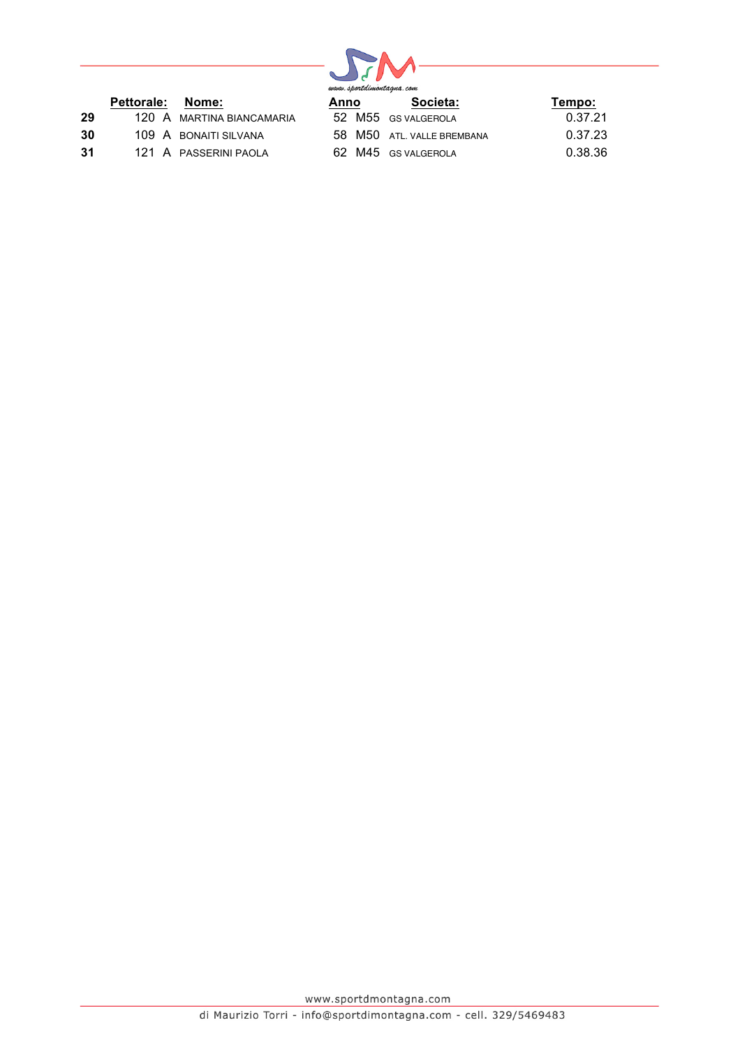| | Pettorale: | | Nome: | Anno | | Societa: | Tempo: |
|---|---|---|---|---|---|---|---|
| 29 | 120 | A | MARTINA BIANCAMARIA | 52 | M55 | GS VALGEROLA | 0.37.21 |
| 30 | 109 | A | BONAITI SILVANA | 58 | M50 | ATL. VALLE BREMBANA | 0.37.23 |
| 31 | 121 | A | PASSERINI PAOLA | 62 | M45 | GS VALGEROLA | 0.38.36 |